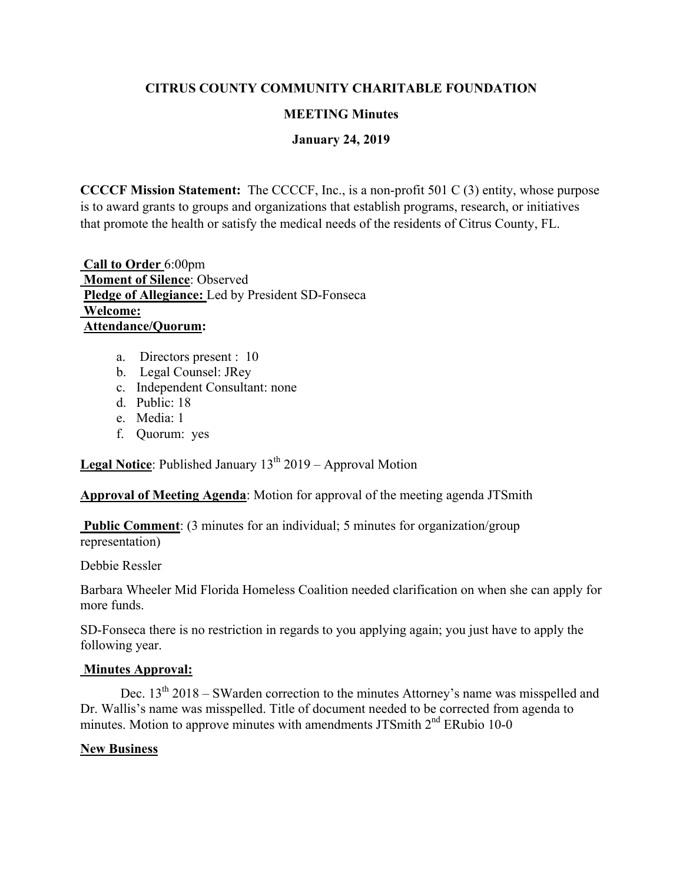**CITRUS COUNTY COMMUNITY CHARITABLE FOUNDATION**

**MEETING Minutes**

**January 24, 2019**

**CCCCF Mission Statement:** The CCCCF, Inc., is a non-profit 501 C (3) entity, whose purpose is to award grants to groups and organizations that establish programs, research, or initiatives that promote the health or satisfy the medical needs of the residents of Citrus County, FL.

**Call to Order** 6:00pm
**Moment of Silence**: Observed
**Pledge of Allegiance:** Led by President SD-Fonseca
**Welcome:**
**Attendance/Quorum:**

a. Directors present : 10
b. Legal Counsel: JRey
c. Independent Consultant: none
d. Public: 18
e. Media: 1
f. Quorum: yes

**Legal Notice**: Published January 13th 2019 – Approval Motion

**Approval of Meeting Agenda**: Motion for approval of the meeting agenda JTSmith

**Public Comment**: (3 minutes for an individual; 5 minutes for organization/group representation)

Debbie Ressler

Barbara Wheeler Mid Florida Homeless Coalition needed clarification on when she can apply for more funds.

SD-Fonseca there is no restriction in regards to you applying again; you just have to apply the following year.

**Minutes Approval:**

Dec. 13th 2018 – SWarden correction to the minutes Attorney's name was misspelled and Dr. Wallis's name was misspelled. Title of document needed to be corrected from agenda to minutes. Motion to approve minutes with amendments JTSmith 2nd ERubio 10-0

**New Business**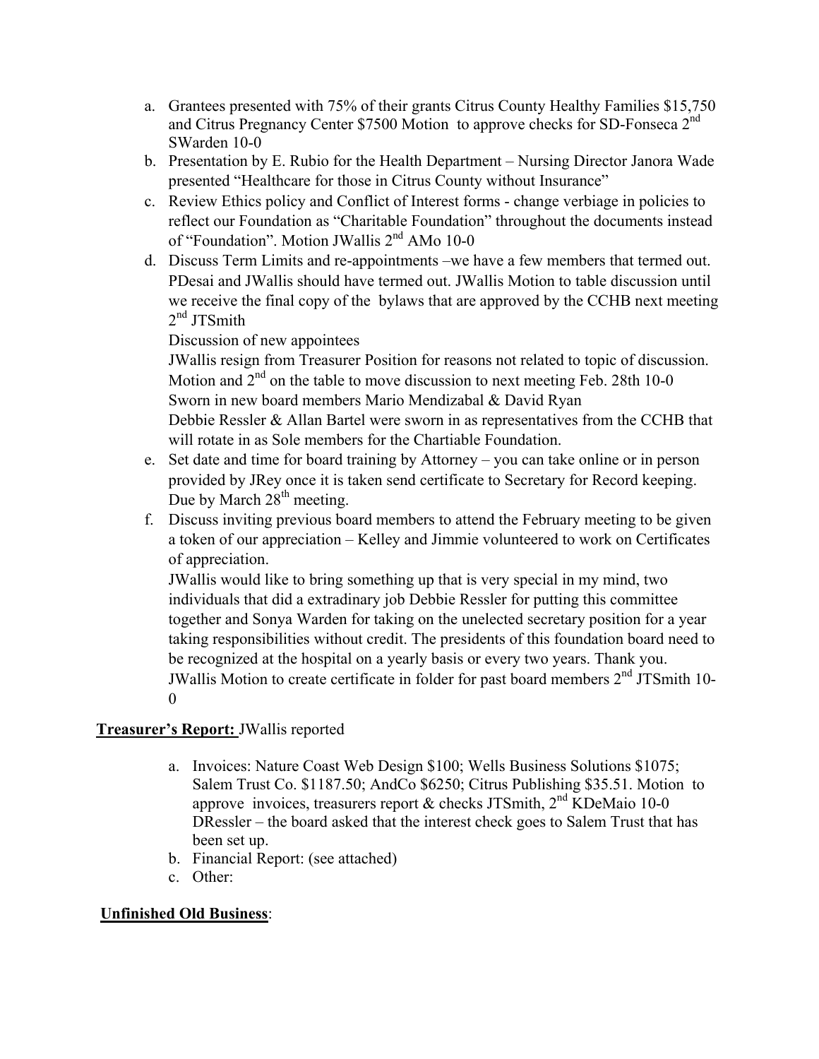a. Grantees presented with 75% of their grants Citrus County Healthy Families \$15,750 and Citrus Pregnancy Center \$7500 Motion to approve checks for SD-Fonseca 2nd SWarden 10-0
b. Presentation by E. Rubio for the Health Department – Nursing Director Janora Wade presented "Healthcare for those in Citrus County without Insurance"
c. Review Ethics policy and Conflict of Interest forms - change verbiage in policies to reflect our Foundation as "Charitable Foundation" throughout the documents instead of "Foundation". Motion JWallis 2nd AMo 10-0
d. Discuss Term Limits and re-appointments –we have a few members that termed out. PDesai and JWallis should have termed out. JWallis Motion to table discussion until we receive the final copy of the bylaws that are approved by the CCHB next meeting 2nd JTSmith

   Discussion of new appointees

   JWallis resign from Treasurer Position for reasons not related to topic of discussion. Motion and 2nd on the table to move discussion to next meeting Feb. 28th 10-0

   Sworn in new board members Mario Mendizabal & David Ryan

   Debbie Ressler & Allan Bartel were sworn in as representatives from the CCHB that will rotate in as Sole members for the Chartiable Foundation.
e. Set date and time for board training by Attorney – you can take online or in person provided by JRey once it is taken send certificate to Secretary for Record keeping. Due by March 28th meeting.
f. Discuss inviting previous board members to attend the February meeting to be given a token of our appreciation – Kelley and Jimmie volunteered to work on Certificates of appreciation.

   JWallis would like to bring something up that is very special in my mind, two individuals that did a extradinary job Debbie Ressler for putting this committee together and Sonya Warden for taking on the unelected secretary position for a year taking responsibilities without credit. The presidents of this foundation board need to be recognized at the hospital on a yearly basis or every two years. Thank you.

   JWallis Motion to create certificate in folder for past board members 2nd JTSmith 10-0

**Treasurer's Report:** JWallis reported

a. Invoices: Nature Coast Web Design \$100; Wells Business Solutions \$1075; Salem Trust Co. \$1187.50; AndCo \$6250; Citrus Publishing \$35.51. Motion to approve invoices, treasurers report & checks JTSmith, 2nd KDeMaio 10-0

   DRessler – the board asked that the interest check goes to Salem Trust that has been set up.
b. Financial Report: (see attached)
c. Other:

**Unfinished Old Business**: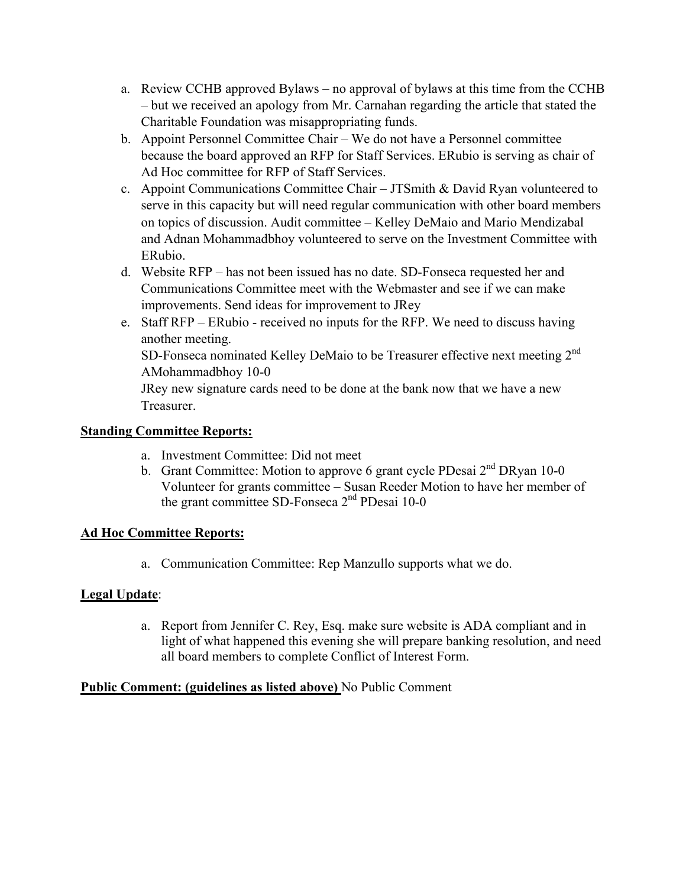a. Review CCHB approved Bylaws – no approval of bylaws at this time from the CCHB – but we received an apology from Mr. Carnahan regarding the article that stated the Charitable Foundation was misappropriating funds.
b. Appoint Personnel Committee Chair – We do not have a Personnel committee because the board approved an RFP for Staff Services. ERubio is serving as chair of Ad Hoc committee for RFP of Staff Services.
c. Appoint Communications Committee Chair – JTSmith & David Ryan volunteered to serve in this capacity but will need regular communication with other board members on topics of discussion. Audit committee – Kelley DeMaio and Mario Mendizabal and Adnan Mohammadbhoy volunteered to serve on the Investment Committee with ERubio.
d. Website RFP – has not been issued has no date. SD-Fonseca requested her and Communications Committee meet with the Webmaster and see if we can make improvements. Send ideas for improvement to JRey
e. Staff RFP – ERubio - received no inputs for the RFP. We need to discuss having another meeting.
   SD-Fonseca nominated Kelley DeMaio to be Treasurer effective next meeting 2nd AMohammadbhoy 10-0
   JRey new signature cards need to be done at the bank now that we have a new Treasurer.

**Standing Committee Reports:**

a. Investment Committee: Did not meet
b. Grant Committee: Motion to approve 6 grant cycle PDesai 2nd DRyan 10-0
   Volunteer for grants committee – Susan Reeder Motion to have her member of the grant committee SD-Fonseca 2nd PDesai 10-0

**Ad Hoc Committee Reports:**

a. Communication Committee: Rep Manzullo supports what we do.

**Legal Update**:

a. Report from Jennifer C. Rey, Esq. make sure website is ADA compliant and in light of what happened this evening she will prepare banking resolution, and need all board members to complete Conflict of Interest Form.

**Public Comment: (guidelines as listed above)** No Public Comment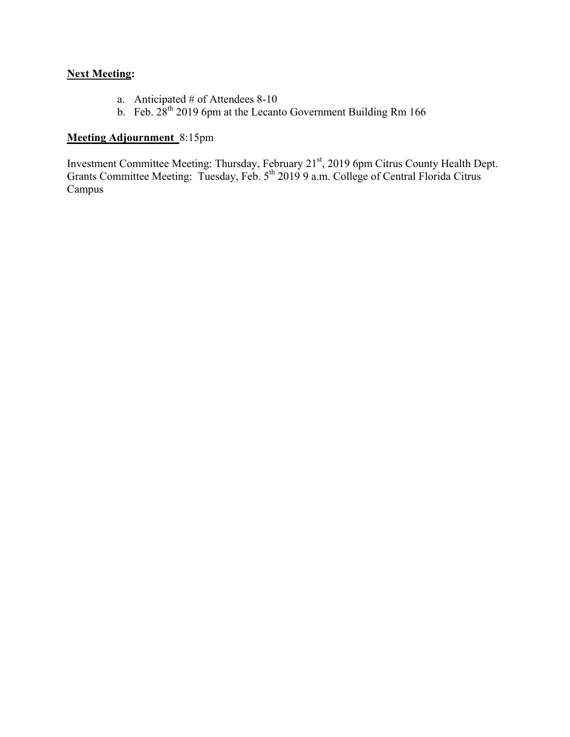**Next Meeting:**

a. Anticipated # of Attendees 8-10
b. Feb. 28th 2019 6pm at the Lecanto Government Building Rm 166

**Meeting Adjournment** 8:15pm

Investment Committee Meeting: Thursday, February 21st, 2019 6pm Citrus County Health Dept.
Grants Committee Meeting: Tuesday, Feb. 5th 2019 9 a.m. College of Central Florida Citrus Campus